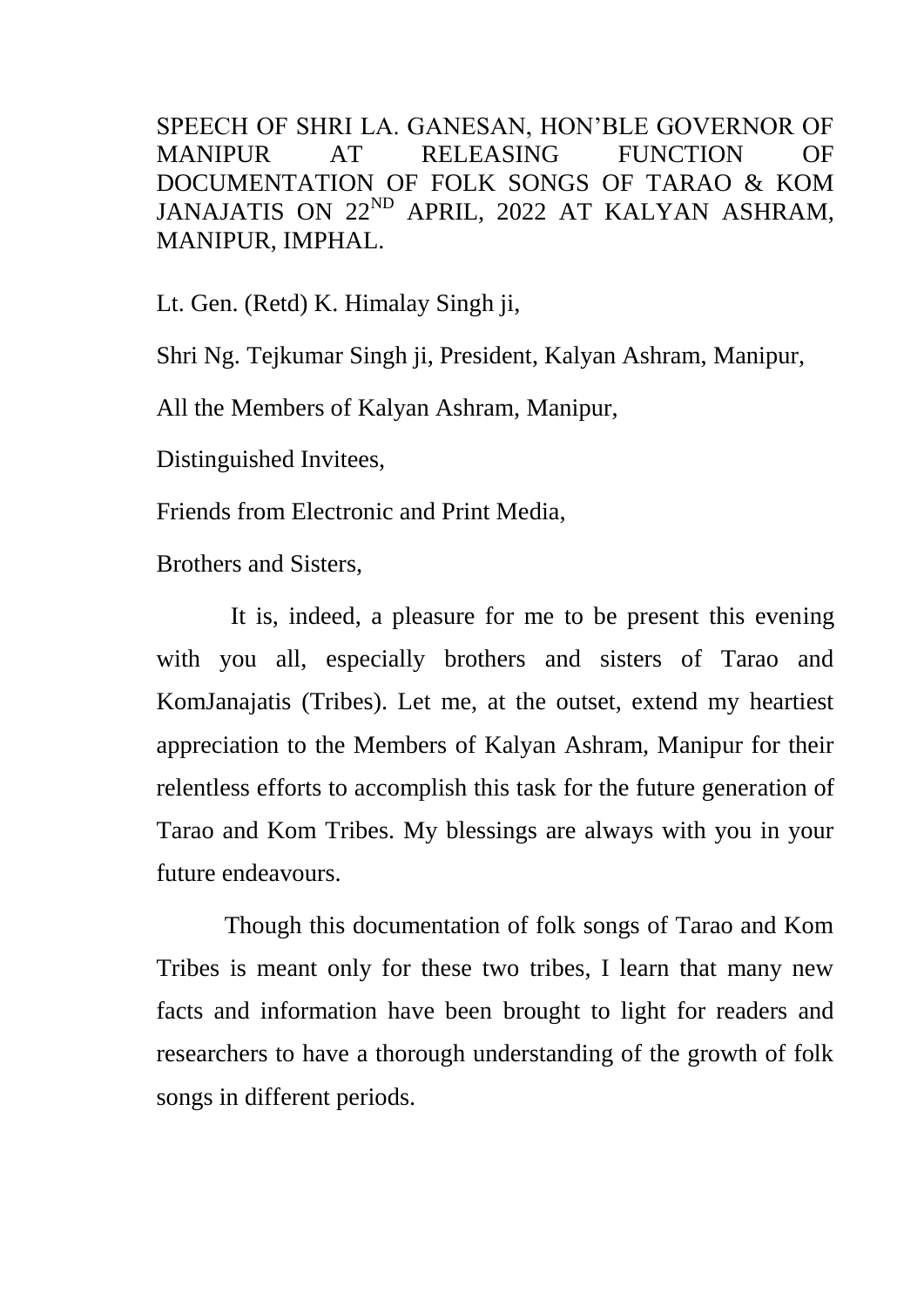SPEECH OF SHRI LA. GANESAN, HON'BLE GOVERNOR OF MANIPUR AT RELEASING FUNCTION OF DOCUMENTATION OF FOLK SONGS OF TARAO & KOM JANAJATIS ON 22ND APRIL, 2022 AT KALYAN ASHRAM, MANIPUR, IMPHAL.

Lt. Gen. (Retd) K. Himalay Singh ji,

Shri Ng. Tejkumar Singh ji, President, Kalyan Ashram, Manipur,

All the Members of Kalyan Ashram, Manipur,

Distinguished Invitees,

Friends from Electronic and Print Media,

Brothers and Sisters,

It is, indeed, a pleasure for me to be present this evening with you all, especially brothers and sisters of Tarao and KomJanajatis (Tribes). Let me, at the outset, extend my heartiest appreciation to the Members of Kalyan Ashram, Manipur for their relentless efforts to accomplish this task for the future generation of Tarao and Kom Tribes. My blessings are always with you in your future endeavours.

Though this documentation of folk songs of Tarao and Kom Tribes is meant only for these two tribes, I learn that many new facts and information have been brought to light for readers and researchers to have a thorough understanding of the growth of folk songs in different periods.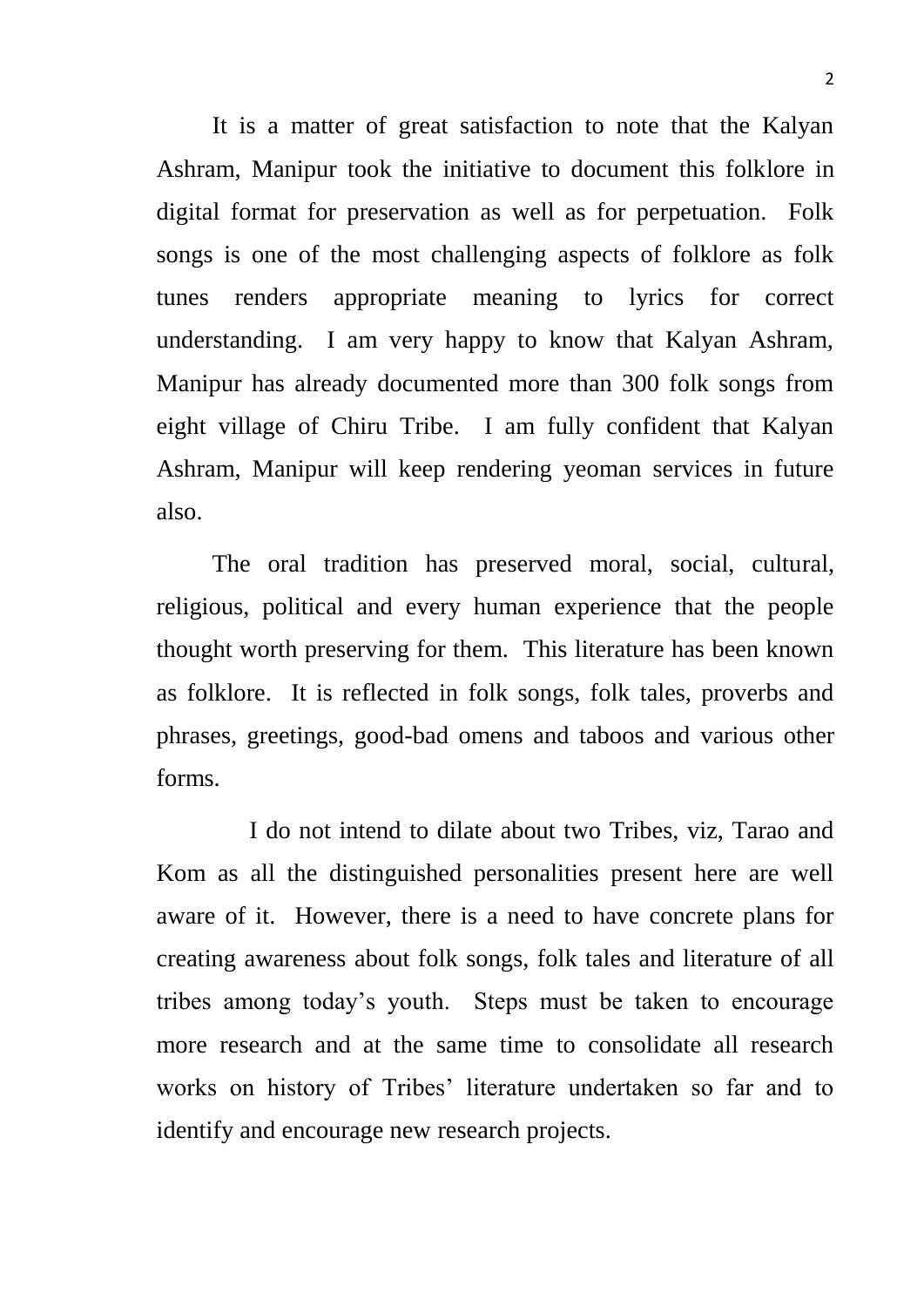It is a matter of great satisfaction to note that the Kalyan Ashram, Manipur took the initiative to document this folklore in digital format for preservation as well as for perpetuation. Folk songs is one of the most challenging aspects of folklore as folk tunes renders appropriate meaning to lyrics for correct understanding. I am very happy to know that Kalyan Ashram, Manipur has already documented more than 300 folk songs from eight village of Chiru Tribe. I am fully confident that Kalyan Ashram, Manipur will keep rendering yeoman services in future also.

The oral tradition has preserved moral, social, cultural, religious, political and every human experience that the people thought worth preserving for them. This literature has been known as folklore. It is reflected in folk songs, folk tales, proverbs and phrases, greetings, good-bad omens and taboos and various other forms.

I do not intend to dilate about two Tribes, viz, Tarao and Kom as all the distinguished personalities present here are well aware of it. However, there is a need to have concrete plans for creating awareness about folk songs, folk tales and literature of all tribes among today's youth. Steps must be taken to encourage more research and at the same time to consolidate all research works on history of Tribes' literature undertaken so far and to identify and encourage new research projects.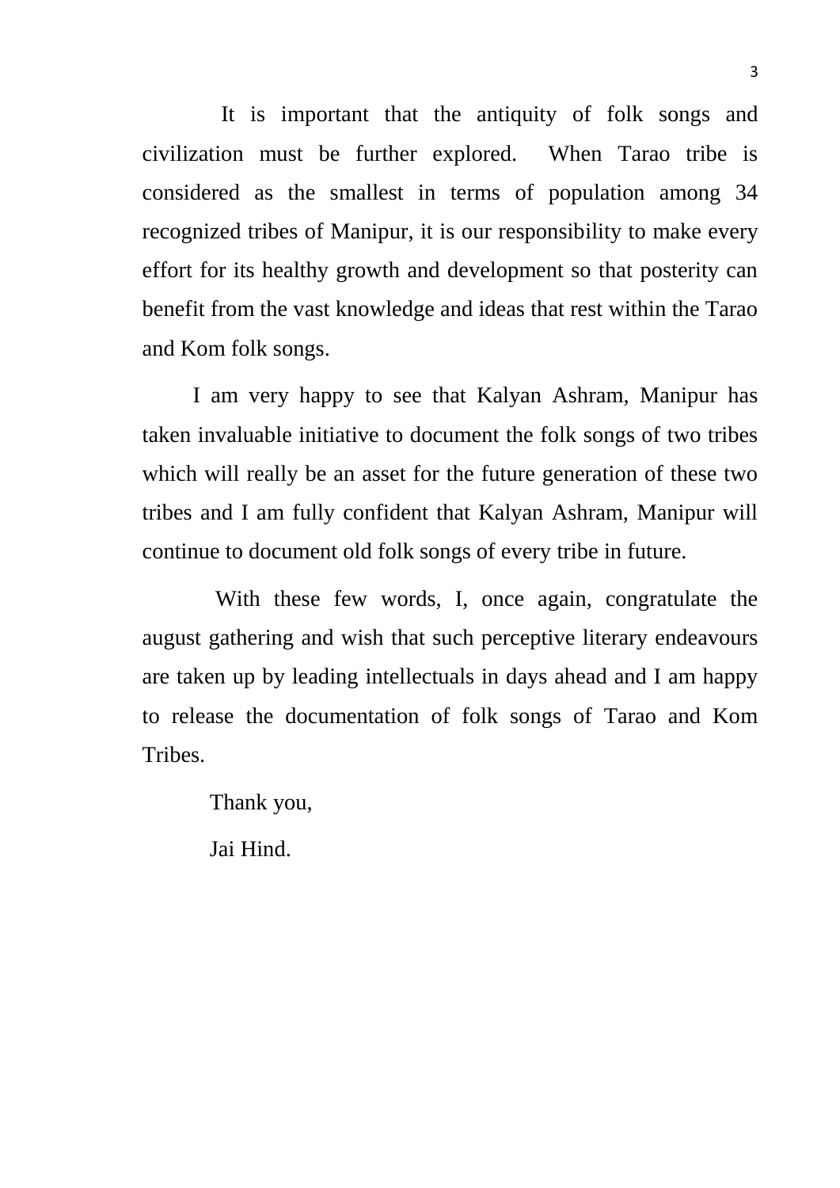It is important that the antiquity of folk songs and civilization must be further explored.  When Tarao tribe is considered as the smallest in terms of population among 34 recognized tribes of Manipur, it is our responsibility to make every effort for its healthy growth and development so that posterity can benefit from the vast knowledge and ideas that rest within the Tarao and Kom folk songs.

I am very happy to see that Kalyan Ashram, Manipur has taken invaluable initiative to document the folk songs of two tribes which will really be an asset for the future generation of these two tribes and I am fully confident that Kalyan Ashram, Manipur will continue to document old folk songs of every tribe in future.

With these few words, I, once again, congratulate the august gathering and wish that such perceptive literary endeavours are taken up by leading intellectuals in days ahead and I am happy to release the documentation of folk songs of Tarao and Kom Tribes.

Thank you,

Jai Hind.